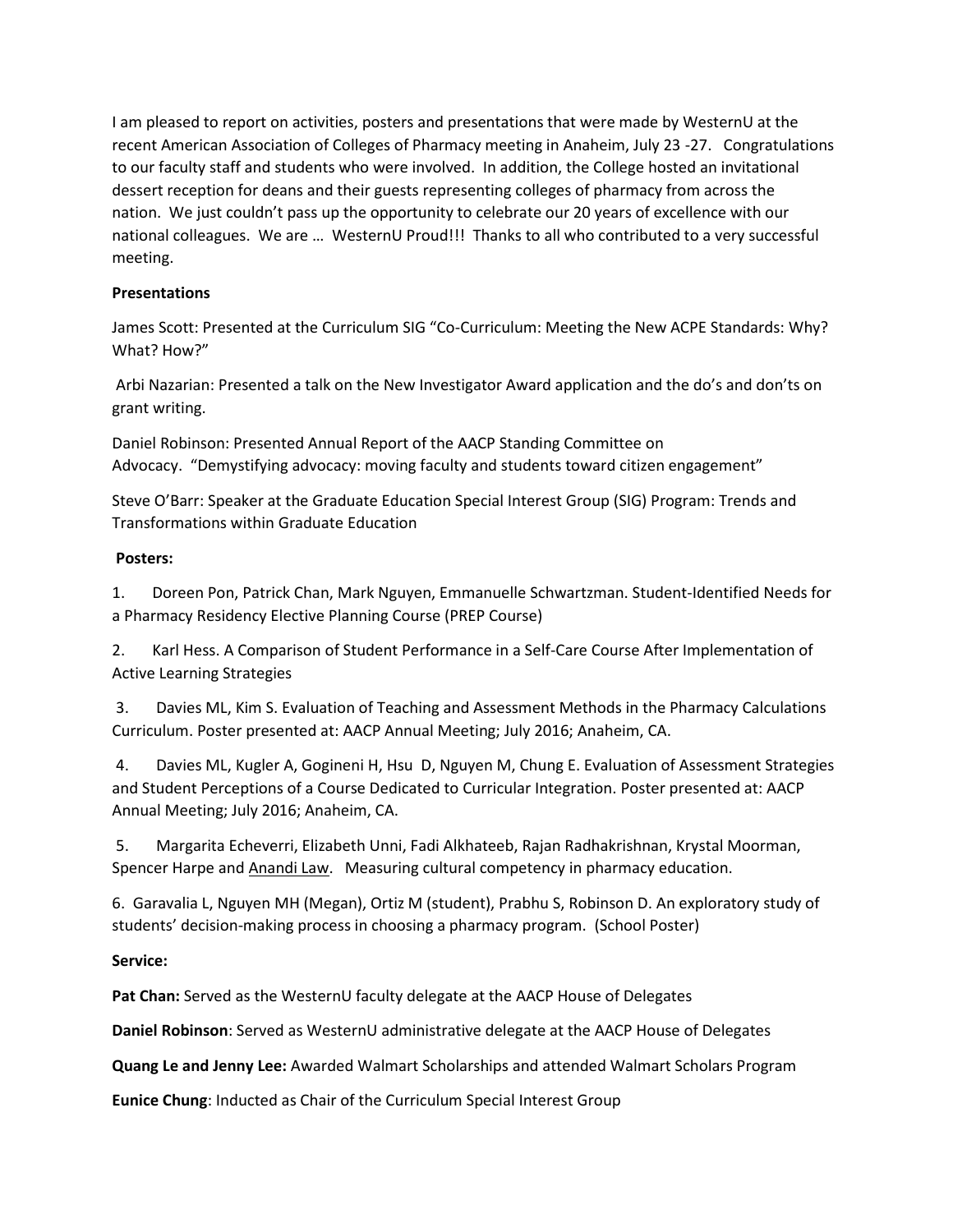I am pleased to report on activities, posters and presentations that were made by WesternU at the recent American Association of Colleges of Pharmacy meeting in Anaheim, July 23 -27. Congratulations to our faculty staff and students who were involved. In addition, the College hosted an invitational dessert reception for deans and their guests representing colleges of pharmacy from across the nation. We just couldn't pass up the opportunity to celebrate our 20 years of excellence with our national colleagues. We are … WesternU Proud!!! Thanks to all who contributed to a very successful meeting.

**Presentations**

James Scott: Presented at the Curriculum SIG "Co-Curriculum: Meeting the New ACPE Standards: Why? What? How?"

Arbi Nazarian: Presented a talk on the New Investigator Award application and the do's and don'ts on grant writing.

Daniel Robinson: Presented Annual Report of the AACP Standing Committee on Advocacy. "Demystifying advocacy: moving faculty and students toward citizen engagement"

Steve O'Barr: Speaker at the Graduate Education Special Interest Group (SIG) Program: Trends and Transformations within Graduate Education

**Posters:**

1. Doreen Pon, Patrick Chan, Mark Nguyen, Emmanuelle Schwartzman. Student-Identified Needs for a Pharmacy Residency Elective Planning Course (PREP Course)

2. Karl Hess. A Comparison of Student Performance in a Self-Care Course After Implementation of Active Learning Strategies

3. Davies ML, Kim S. Evaluation of Teaching and Assessment Methods in the Pharmacy Calculations Curriculum. Poster presented at: AACP Annual Meeting; July 2016; Anaheim, CA.

4. Davies ML, Kugler A, Gogineni H, Hsu D, Nguyen M, Chung E. Evaluation of Assessment Strategies and Student Perceptions of a Course Dedicated to Curricular Integration. Poster presented at: AACP Annual Meeting; July 2016; Anaheim, CA.

5. Margarita Echeverri, Elizabeth Unni, Fadi Alkhateeb, Rajan Radhakrishnan, Krystal Moorman, Spencer Harpe and Anandi Law. Measuring cultural competency in pharmacy education.

6. Garavalia L, Nguyen MH (Megan), Ortiz M (student), Prabhu S, Robinson D. An exploratory study of students' decision-making process in choosing a pharmacy program. (School Poster)

**Service:**

**Pat Chan:** Served as the WesternU faculty delegate at the AACP House of Delegates

**Daniel Robinson**: Served as WesternU administrative delegate at the AACP House of Delegates

**Quang Le and Jenny Lee:** Awarded Walmart Scholarships and attended Walmart Scholars Program

**Eunice Chung**: Inducted as Chair of the Curriculum Special Interest Group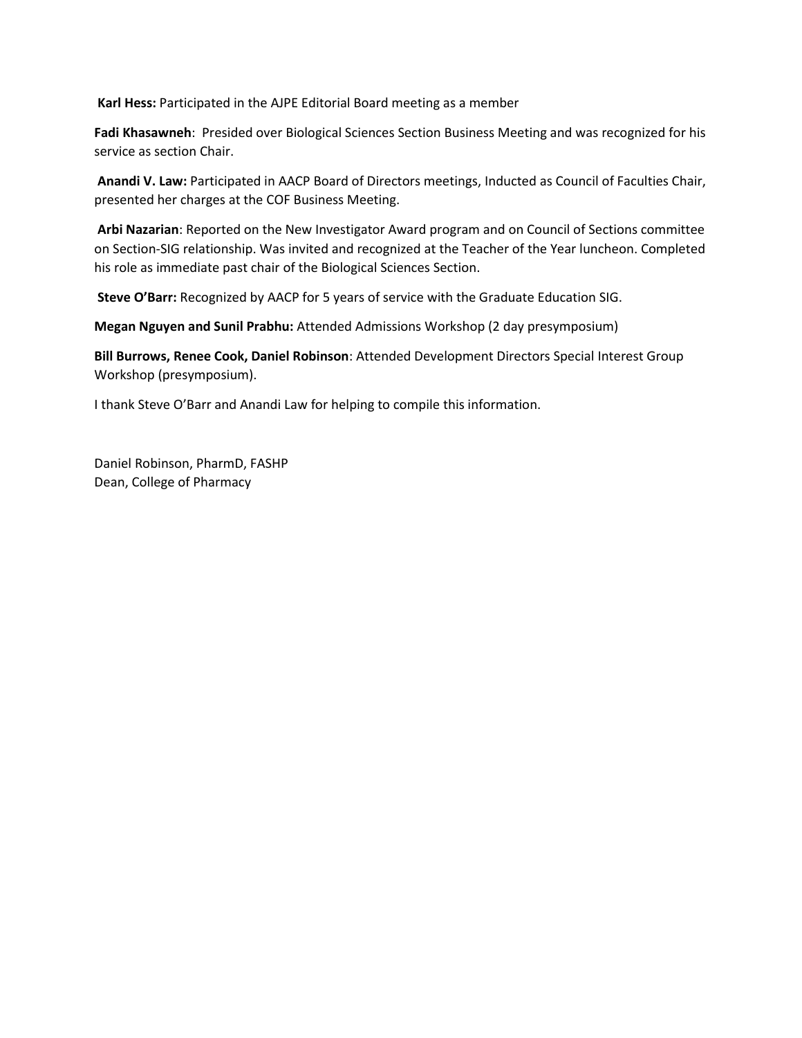**Karl Hess:** Participated in the AJPE Editorial Board meeting as a member

**Fadi Khasawneh**: Presided over Biological Sciences Section Business Meeting and was recognized for his service as section Chair.

**Anandi V. Law:** Participated in AACP Board of Directors meetings, Inducted as Council of Faculties Chair, presented her charges at the COF Business Meeting.

**Arbi Nazarian**: Reported on the New Investigator Award program and on Council of Sections committee on Section-SIG relationship. Was invited and recognized at the Teacher of the Year luncheon. Completed his role as immediate past chair of the Biological Sciences Section.

**Steve O'Barr:** Recognized by AACP for 5 years of service with the Graduate Education SIG.

**Megan Nguyen and Sunil Prabhu:** Attended Admissions Workshop (2 day presymposium)

**Bill Burrows, Renee Cook, Daniel Robinson**: Attended Development Directors Special Interest Group Workshop (presymposium).

I thank Steve O'Barr and Anandi Law for helping to compile this information.

Daniel Robinson, PharmD, FASHP
Dean, College of Pharmacy